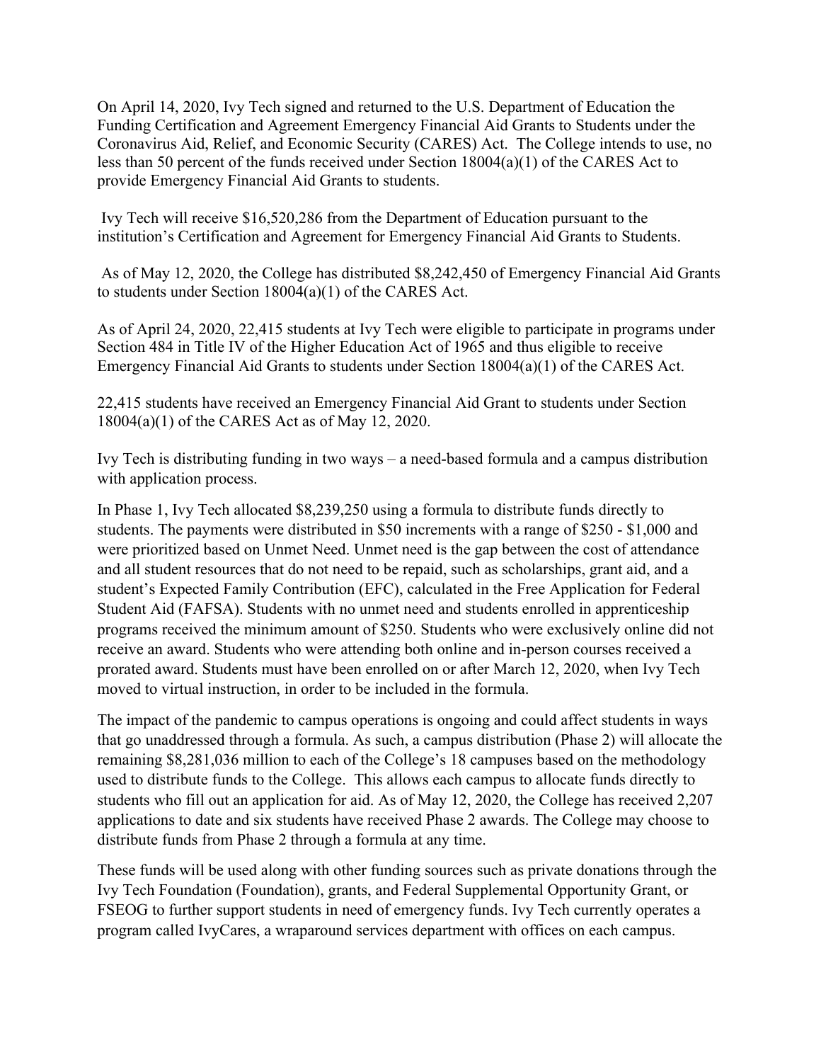On April 14, 2020, Ivy Tech signed and returned to the U.S. Department of Education the Funding Certification and Agreement Emergency Financial Aid Grants to Students under the Coronavirus Aid, Relief, and Economic Security (CARES) Act. The College intends to use, no less than 50 percent of the funds received under Section 18004(a)(1) of the CARES Act to provide Emergency Financial Aid Grants to students.

Ivy Tech will receive $16,520,286 from the Department of Education pursuant to the institution's Certification and Agreement for Emergency Financial Aid Grants to Students.

As of May 12, 2020, the College has distributed $8,242,450 of Emergency Financial Aid Grants to students under Section 18004(a)(1) of the CARES Act.

As of April 24, 2020, 22,415 students at Ivy Tech were eligible to participate in programs under Section 484 in Title IV of the Higher Education Act of 1965 and thus eligible to receive Emergency Financial Aid Grants to students under Section 18004(a)(1) of the CARES Act.

22,415 students have received an Emergency Financial Aid Grant to students under Section 18004(a)(1) of the CARES Act as of May 12, 2020.

Ivy Tech is distributing funding in two ways – a need-based formula and a campus distribution with application process.

In Phase 1, Ivy Tech allocated $8,239,250 using a formula to distribute funds directly to students. The payments were distributed in $50 increments with a range of $250 - $1,000 and were prioritized based on Unmet Need. Unmet need is the gap between the cost of attendance and all student resources that do not need to be repaid, such as scholarships, grant aid, and a student's Expected Family Contribution (EFC), calculated in the Free Application for Federal Student Aid (FAFSA). Students with no unmet need and students enrolled in apprenticeship programs received the minimum amount of $250. Students who were exclusively online did not receive an award. Students who were attending both online and in-person courses received a prorated award. Students must have been enrolled on or after March 12, 2020, when Ivy Tech moved to virtual instruction, in order to be included in the formula.

The impact of the pandemic to campus operations is ongoing and could affect students in ways that go unaddressed through a formula. As such, a campus distribution (Phase 2) will allocate the remaining $8,281,036 million to each of the College's 18 campuses based on the methodology used to distribute funds to the College. This allows each campus to allocate funds directly to students who fill out an application for aid. As of May 12, 2020, the College has received 2,207 applications to date and six students have received Phase 2 awards. The College may choose to distribute funds from Phase 2 through a formula at any time.

These funds will be used along with other funding sources such as private donations through the Ivy Tech Foundation (Foundation), grants, and Federal Supplemental Opportunity Grant, or FSEOG to further support students in need of emergency funds. Ivy Tech currently operates a program called IvyCares, a wraparound services department with offices on each campus.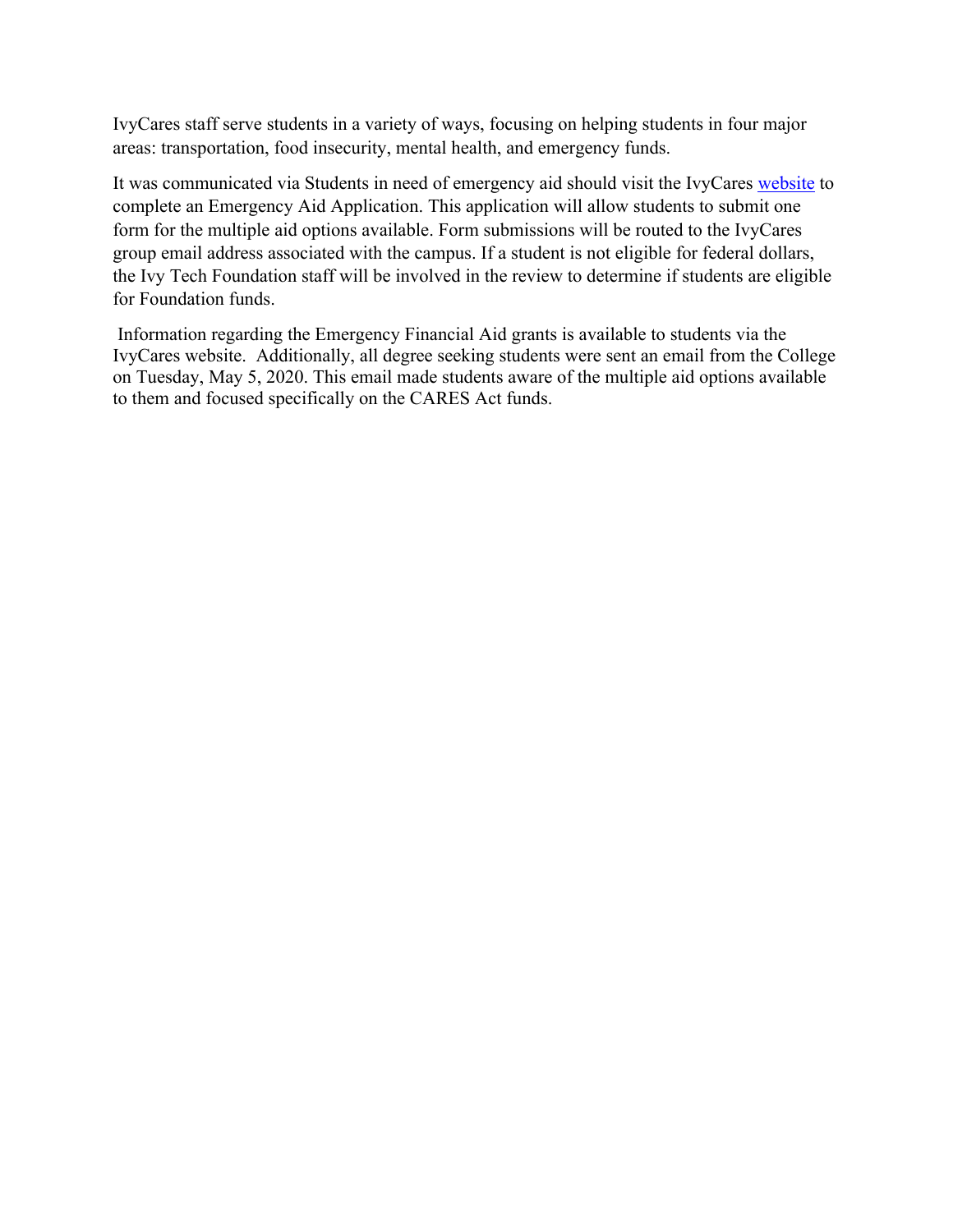IvyCares staff serve students in a variety of ways, focusing on helping students in four major areas: transportation, food insecurity, mental health, and emergency funds.

It was communicated via Students in need of emergency aid should visit the IvyCares website to complete an Emergency Aid Application. This application will allow students to submit one form for the multiple aid options available. Form submissions will be routed to the IvyCares group email address associated with the campus. If a student is not eligible for federal dollars, the Ivy Tech Foundation staff will be involved in the review to determine if students are eligible for Foundation funds.

Information regarding the Emergency Financial Aid grants is available to students via the IvyCares website. Additionally, all degree seeking students were sent an email from the College on Tuesday, May 5, 2020. This email made students aware of the multiple aid options available to them and focused specifically on the CARES Act funds.